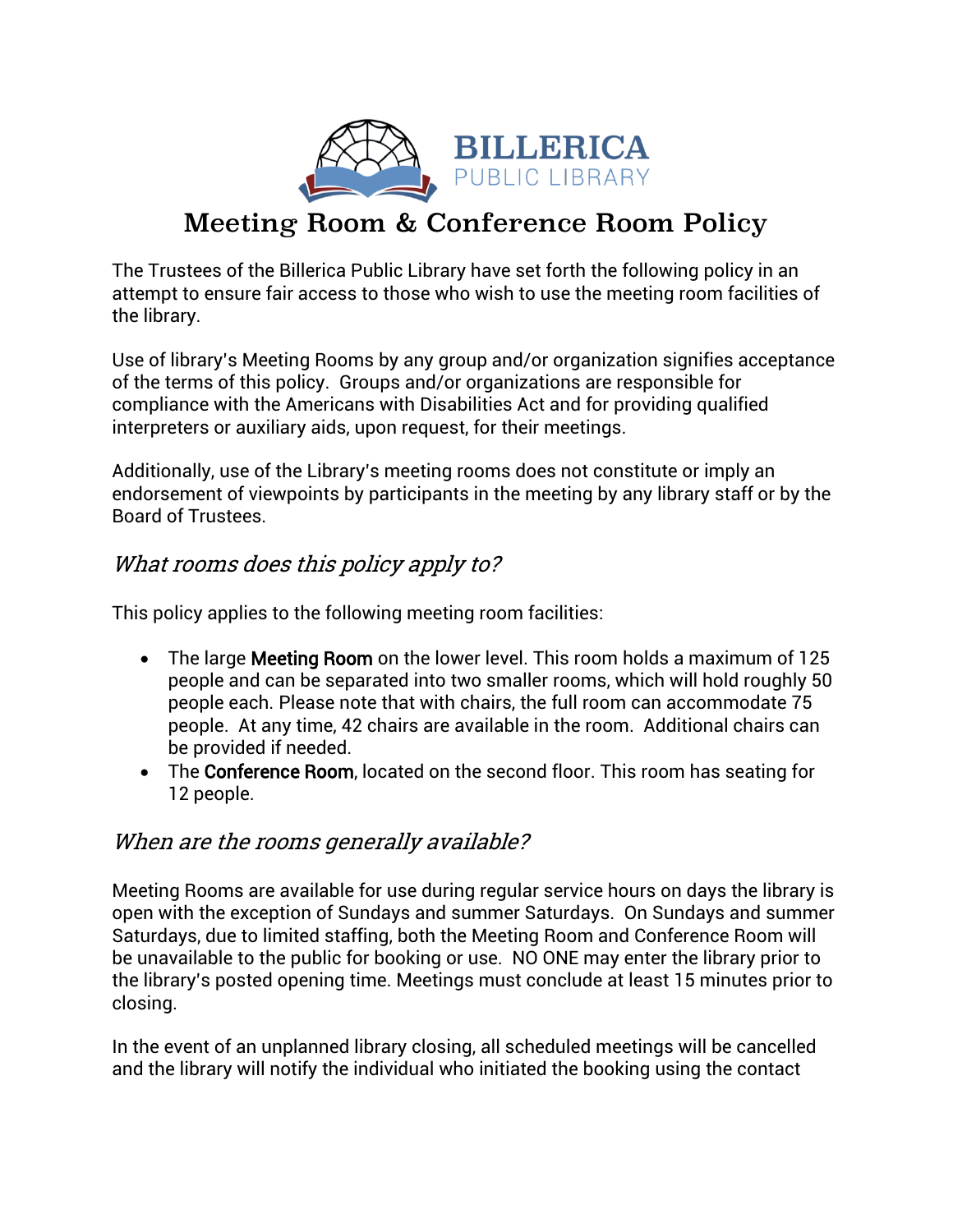BILLERICA
PUBLIC LIBRARY

# Meeting Room & Conference Room Policy

The Trustees of the Billerica Public Library have set forth the following policy in an attempt to ensure fair access to those who wish to use the meeting room facilities of the library.

Use of library's Meeting Rooms by any group and/or organization signifies acceptance of the terms of this policy. Groups and/or organizations are responsible for compliance with the Americans with Disabilities Act and for providing qualified interpreters or auxiliary aids, upon request, for their meetings.

Additionally, use of the Library's meeting rooms does not constitute or imply an endorsement of viewpoints by participants in the meeting by any library staff or by the Board of Trustees.

## *What rooms does this policy apply to?*

This policy applies to the following meeting room facilities:

- The large **Meeting Room** on the lower level. This room holds a maximum of 125 people and can be separated into two smaller rooms, which will hold roughly 50 people each. Please note that with chairs, the full room can accommodate 75 people. At any time, 42 chairs are available in the room. Additional chairs can be provided if needed.
- The **Conference Room**, located on the second floor. This room has seating for 12 people.

## *When are the rooms generally available?*

Meeting Rooms are available for use during regular service hours on days the library is open with the exception of Sundays and summer Saturdays. On Sundays and summer Saturdays, due to limited staffing, both the Meeting Room and Conference Room will be unavailable to the public for booking or use. NO ONE may enter the library prior to the library's posted opening time. Meetings must conclude at least 15 minutes prior to closing.

In the event of an unplanned library closing, all scheduled meetings will be cancelled and the library will notify the individual who initiated the booking using the contact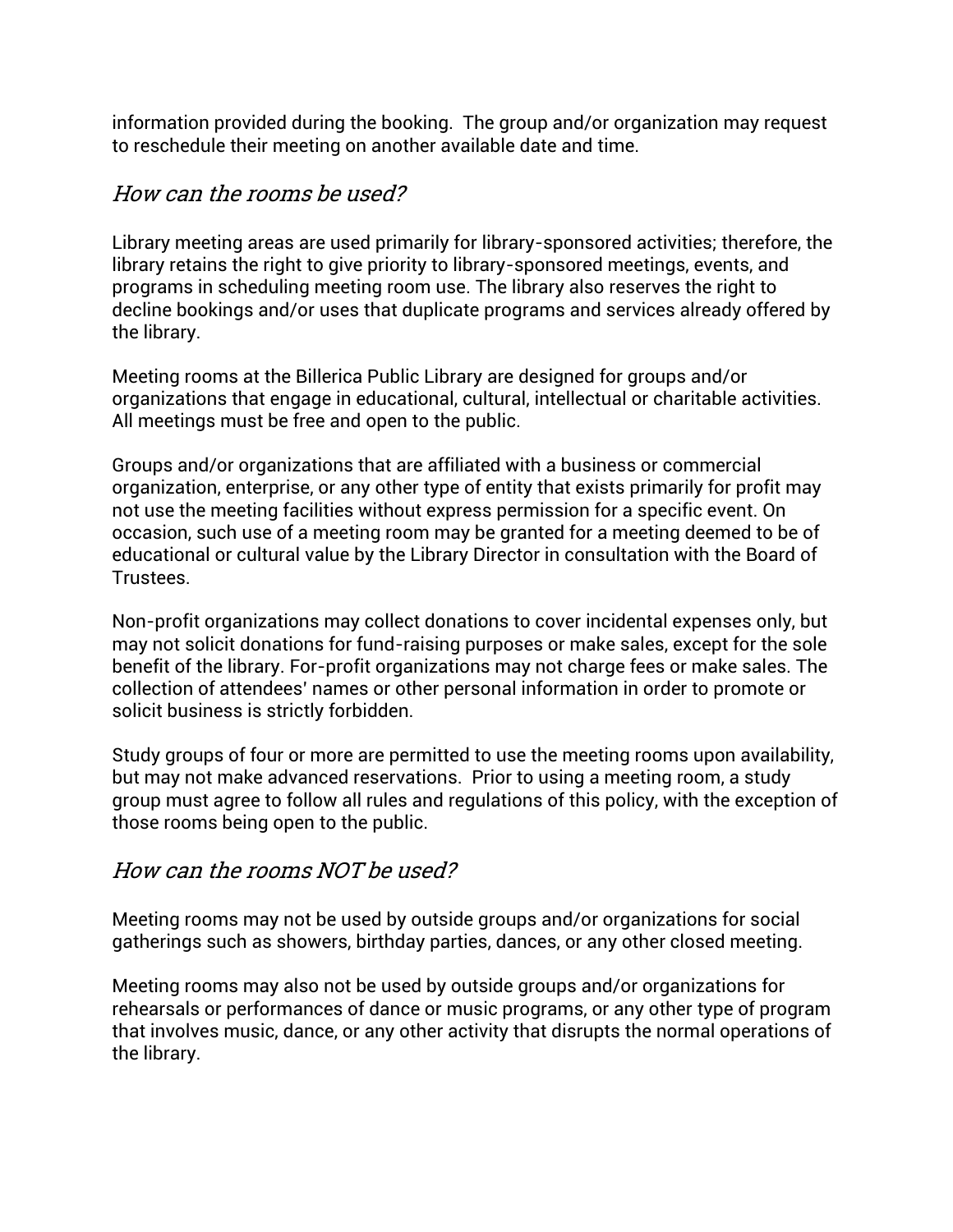information provided during the booking. The group and/or organization may request to reschedule their meeting on another available date and time.

## *How can the rooms be used?*

Library meeting areas are used primarily for library-sponsored activities; therefore, the library retains the right to give priority to library-sponsored meetings, events, and programs in scheduling meeting room use. The library also reserves the right to decline bookings and/or uses that duplicate programs and services already offered by the library.

Meeting rooms at the Billerica Public Library are designed for groups and/or organizations that engage in educational, cultural, intellectual or charitable activities. All meetings must be free and open to the public.

Groups and/or organizations that are affiliated with a business or commercial organization, enterprise, or any other type of entity that exists primarily for profit may not use the meeting facilities without express permission for a specific event. On occasion, such use of a meeting room may be granted for a meeting deemed to be of educational or cultural value by the Library Director in consultation with the Board of Trustees.

Non-profit organizations may collect donations to cover incidental expenses only, but may not solicit donations for fund-raising purposes or make sales, except for the sole benefit of the library. For-profit organizations may not charge fees or make sales. The collection of attendees' names or other personal information in order to promote or solicit business is strictly forbidden.

Study groups of four or more are permitted to use the meeting rooms upon availability, but may not make advanced reservations. Prior to using a meeting room, a study group must agree to follow all rules and regulations of this policy, with the exception of those rooms being open to the public.

## *How can the rooms NOT be used?*

Meeting rooms may not be used by outside groups and/or organizations for social gatherings such as showers, birthday parties, dances, or any other closed meeting.

Meeting rooms may also not be used by outside groups and/or organizations for rehearsals or performances of dance or music programs, or any other type of program that involves music, dance, or any other activity that disrupts the normal operations of the library.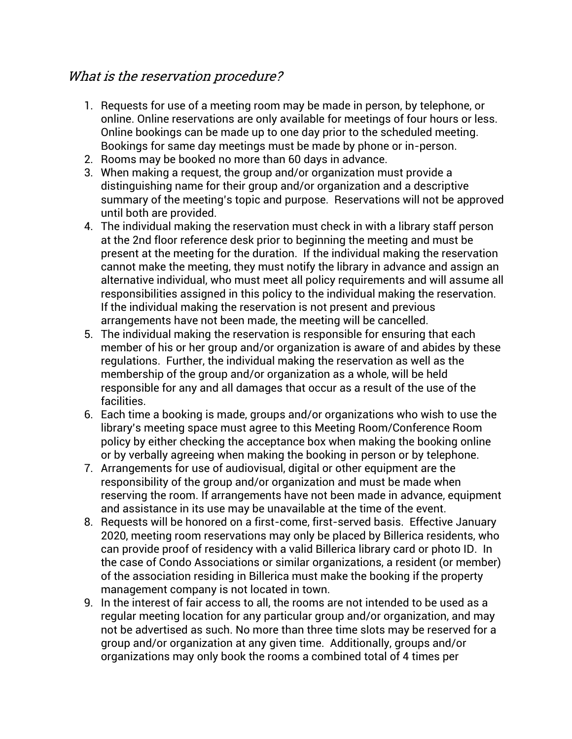## *What is the reservation procedure?*

1. Requests for use of a meeting room may be made in person, by telephone, or online. Online reservations are only available for meetings of four hours or less. Online bookings can be made up to one day prior to the scheduled meeting. Bookings for same day meetings must be made by phone or in-person.
2. Rooms may be booked no more than 60 days in advance.
3. When making a request, the group and/or organization must provide a distinguishing name for their group and/or organization and a descriptive summary of the meeting's topic and purpose. Reservations will not be approved until both are provided.
4. The individual making the reservation must check in with a library staff person at the 2nd floor reference desk prior to beginning the meeting and must be present at the meeting for the duration. If the individual making the reservation cannot make the meeting, they must notify the library in advance and assign an alternative individual, who must meet all policy requirements and will assume all responsibilities assigned in this policy to the individual making the reservation. If the individual making the reservation is not present and previous arrangements have not been made, the meeting will be cancelled.
5. The individual making the reservation is responsible for ensuring that each member of his or her group and/or organization is aware of and abides by these regulations. Further, the individual making the reservation as well as the membership of the group and/or organization as a whole, will be held responsible for any and all damages that occur as a result of the use of the facilities.
6. Each time a booking is made, groups and/or organizations who wish to use the library's meeting space must agree to this Meeting Room/Conference Room policy by either checking the acceptance box when making the booking online or by verbally agreeing when making the booking in person or by telephone.
7. Arrangements for use of audiovisual, digital or other equipment are the responsibility of the group and/or organization and must be made when reserving the room. If arrangements have not been made in advance, equipment and assistance in its use may be unavailable at the time of the event.
8. Requests will be honored on a first-come, first-served basis. Effective January 2020, meeting room reservations may only be placed by Billerica residents, who can provide proof of residency with a valid Billerica library card or photo ID. In the case of Condo Associations or similar organizations, a resident (or member) of the association residing in Billerica must make the booking if the property management company is not located in town.
9. In the interest of fair access to all, the rooms are not intended to be used as a regular meeting location for any particular group and/or organization, and may not be advertised as such. No more than three time slots may be reserved for a group and/or organization at any given time. Additionally, groups and/or organizations may only book the rooms a combined total of 4 times per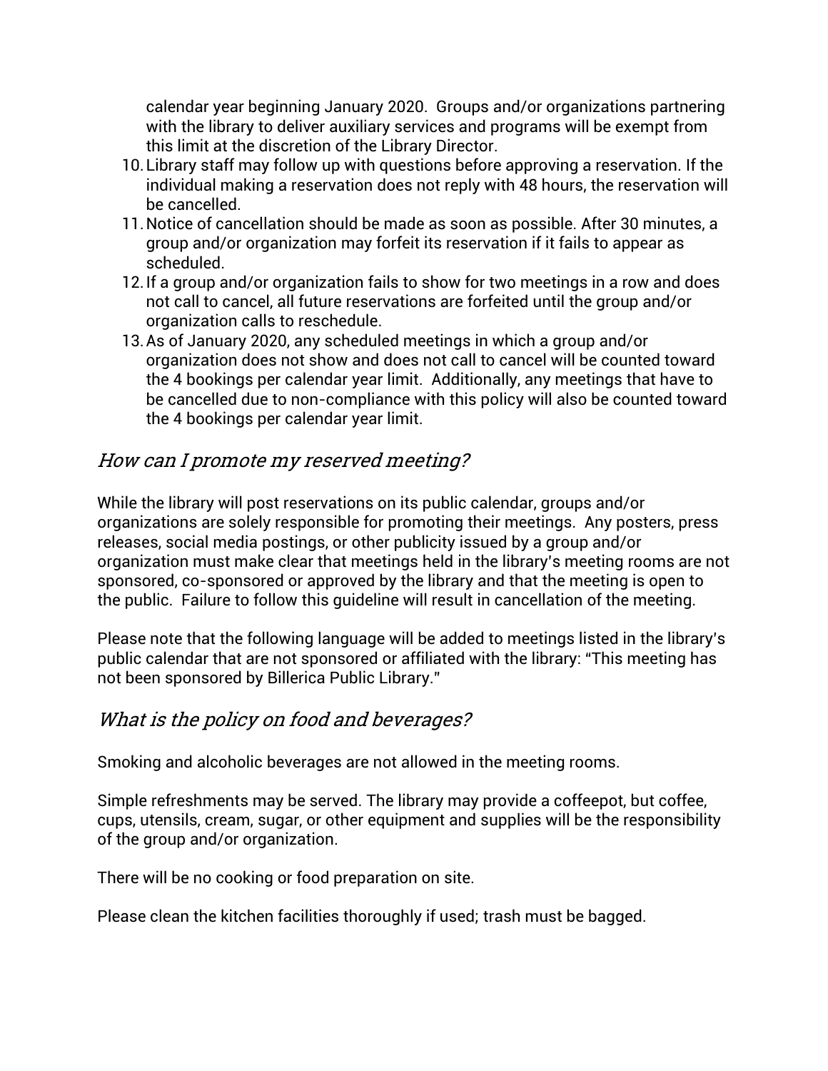calendar year beginning January 2020. Groups and/or organizations partnering with the library to deliver auxiliary services and programs will be exempt from this limit at the discretion of the Library Director.

10. Library staff may follow up with questions before approving a reservation. If the individual making a reservation does not reply with 48 hours, the reservation will be cancelled.
11. Notice of cancellation should be made as soon as possible. After 30 minutes, a group and/or organization may forfeit its reservation if it fails to appear as scheduled.
12. If a group and/or organization fails to show for two meetings in a row and does not call to cancel, all future reservations are forfeited until the group and/or organization calls to reschedule.
13. As of January 2020, any scheduled meetings in which a group and/or organization does not show and does not call to cancel will be counted toward the 4 bookings per calendar year limit. Additionally, any meetings that have to be cancelled due to non-compliance with this policy will also be counted toward the 4 bookings per calendar year limit.

## *How can I promote my reserved meeting?*

While the library will post reservations on its public calendar, groups and/or organizations are solely responsible for promoting their meetings. Any posters, press releases, social media postings, or other publicity issued by a group and/or organization must make clear that meetings held in the library's meeting rooms are not sponsored, co-sponsored or approved by the library and that the meeting is open to the public. Failure to follow this guideline will result in cancellation of the meeting.

Please note that the following language will be added to meetings listed in the library's public calendar that are not sponsored or affiliated with the library: "This meeting has not been sponsored by Billerica Public Library."

## *What is the policy on food and beverages?*

Smoking and alcoholic beverages are not allowed in the meeting rooms.

Simple refreshments may be served. The library may provide a coffeepot, but coffee, cups, utensils, cream, sugar, or other equipment and supplies will be the responsibility of the group and/or organization.

There will be no cooking or food preparation on site.

Please clean the kitchen facilities thoroughly if used; trash must be bagged.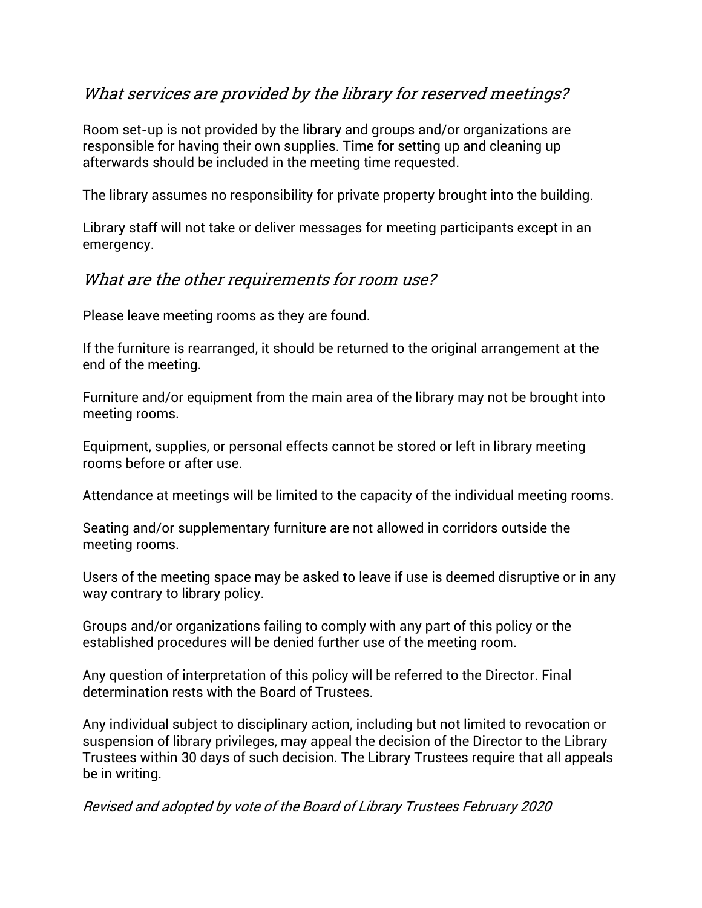## *What services are provided by the library for reserved meetings?*

Room set-up is not provided by the library and groups and/or organizations are responsible for having their own supplies. Time for setting up and cleaning up afterwards should be included in the meeting time requested.

The library assumes no responsibility for private property brought into the building.

Library staff will not take or deliver messages for meeting participants except in an emergency.

## *What are the other requirements for room use?*

Please leave meeting rooms as they are found.

If the furniture is rearranged, it should be returned to the original arrangement at the end of the meeting.

Furniture and/or equipment from the main area of the library may not be brought into meeting rooms.

Equipment, supplies, or personal effects cannot be stored or left in library meeting rooms before or after use.

Attendance at meetings will be limited to the capacity of the individual meeting rooms.

Seating and/or supplementary furniture are not allowed in corridors outside the meeting rooms.

Users of the meeting space may be asked to leave if use is deemed disruptive or in any way contrary to library policy.

Groups and/or organizations failing to comply with any part of this policy or the established procedures will be denied further use of the meeting room.

Any question of interpretation of this policy will be referred to the Director. Final determination rests with the Board of Trustees.

Any individual subject to disciplinary action, including but not limited to revocation or suspension of library privileges, may appeal the decision of the Director to the Library Trustees within 30 days of such decision. The Library Trustees require that all appeals be in writing.

*Revised and adopted by vote of the Board of Library Trustees February 2020*